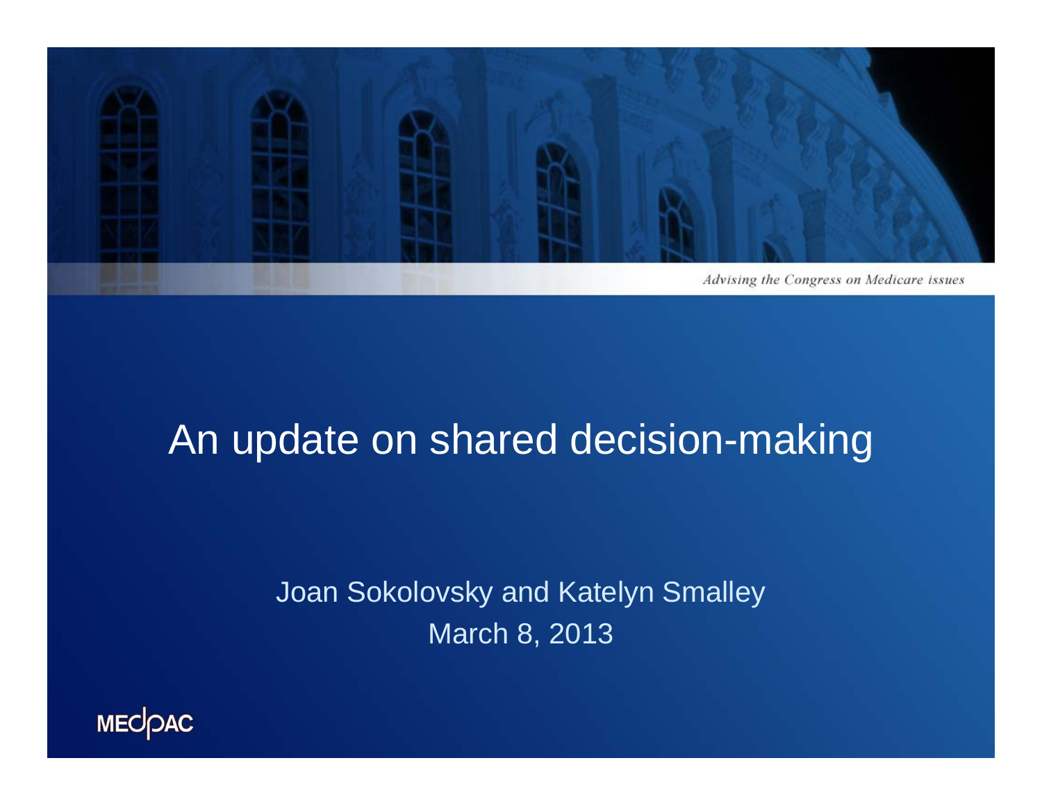*Advising the Congress on Medicare issues*

# An update on shared decision-making

Joan Sokolovsky and Katelyn Smalley

March 8, 2013

MEDPAC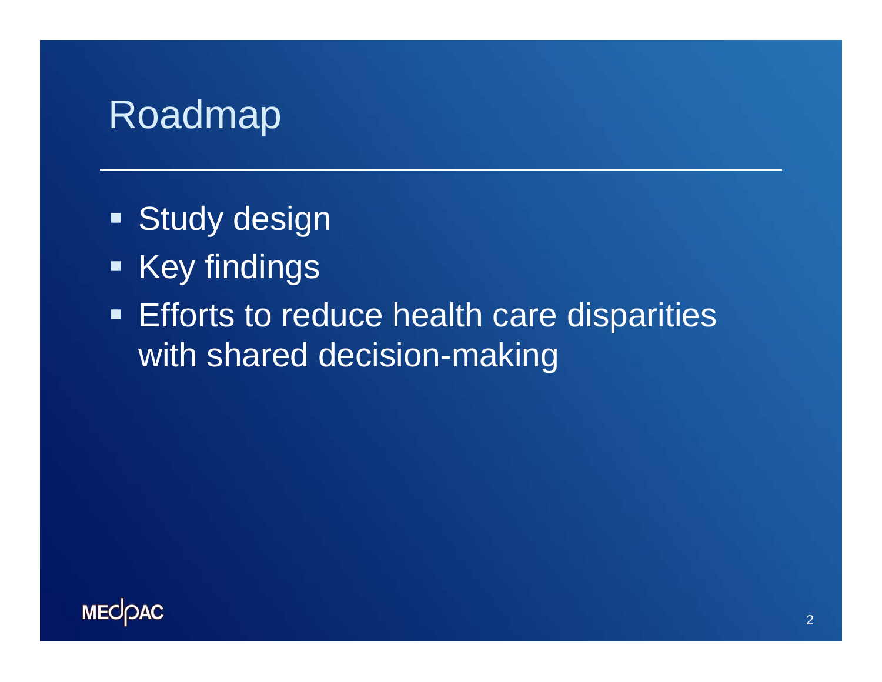# Roadmap

- Study design
- Key findings
- Efforts to reduce health care disparities with shared decision-making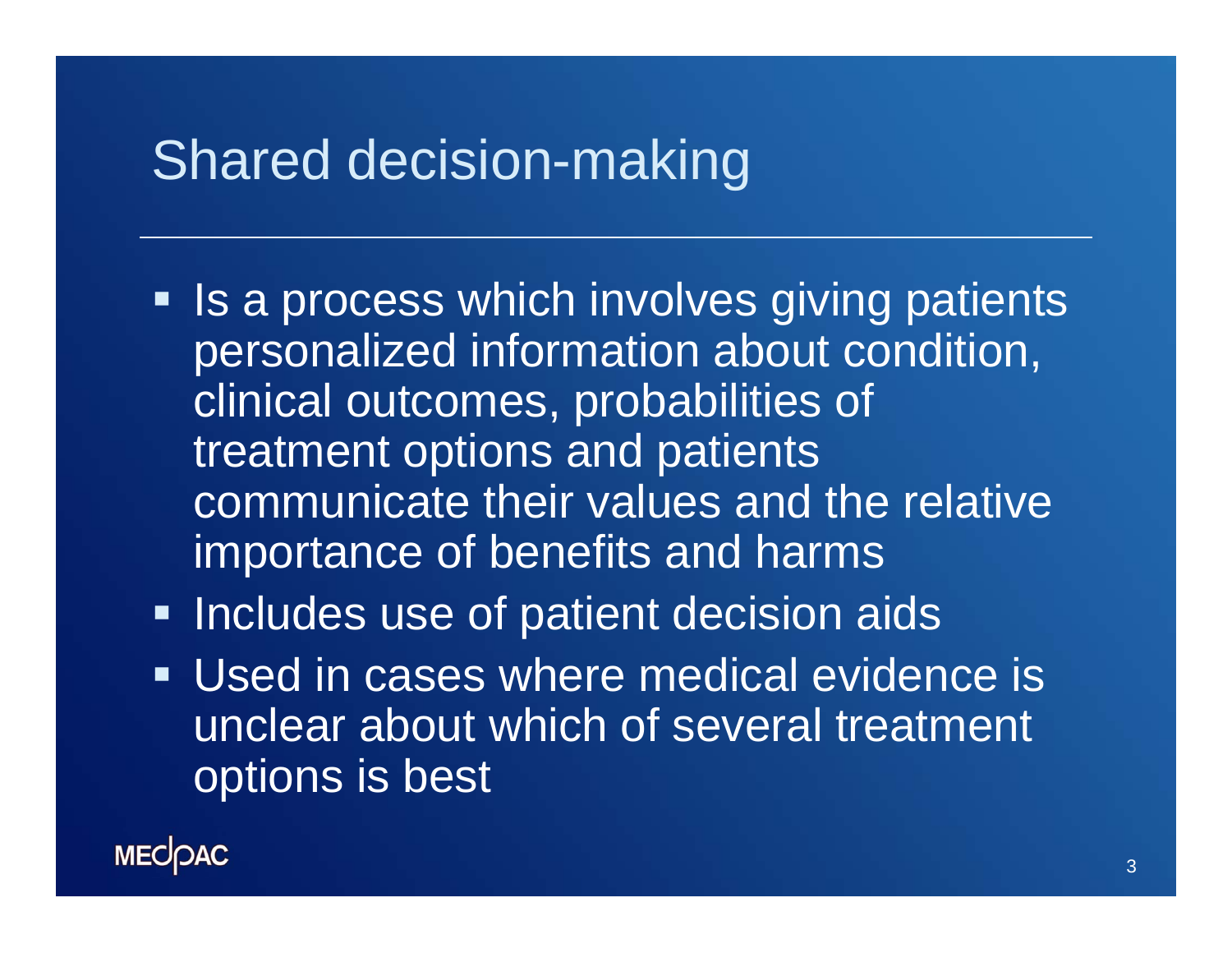# Shared decision-making

- Is a process which involves giving patients personalized information about condition, clinical outcomes, probabilities of treatment options and patients communicate their values and the relative importance of benefits and harms
- Includes use of patient decision aids
- Used in cases where medical evidence is unclear about which of several treatment options is best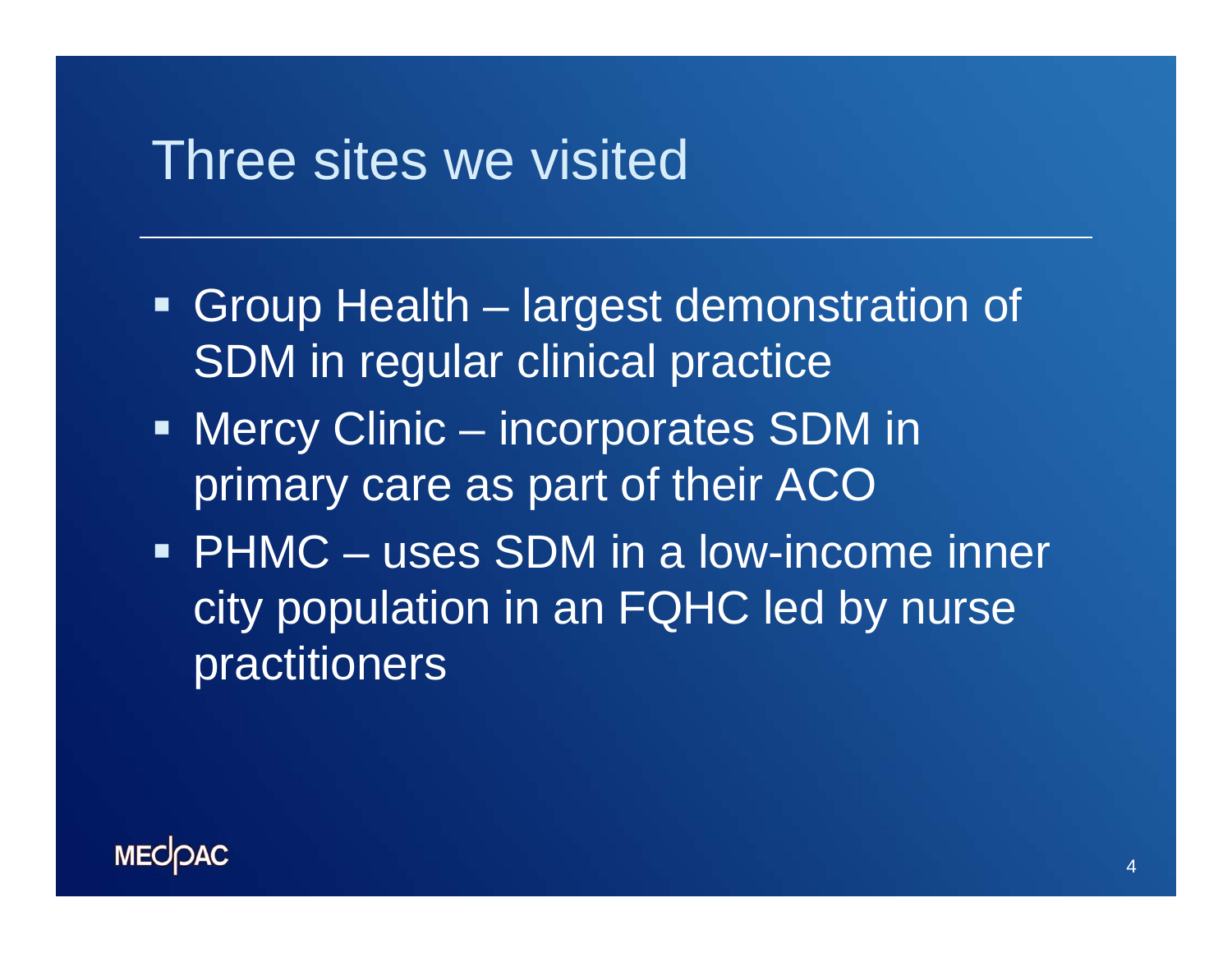# Three sites we visited

- Group Health – largest demonstration of SDM in regular clinical practice
- Mercy Clinic – incorporates SDM in primary care as part of their ACO
- PHMC – uses SDM in a low-income inner city population in an FQHC led by nurse practitioners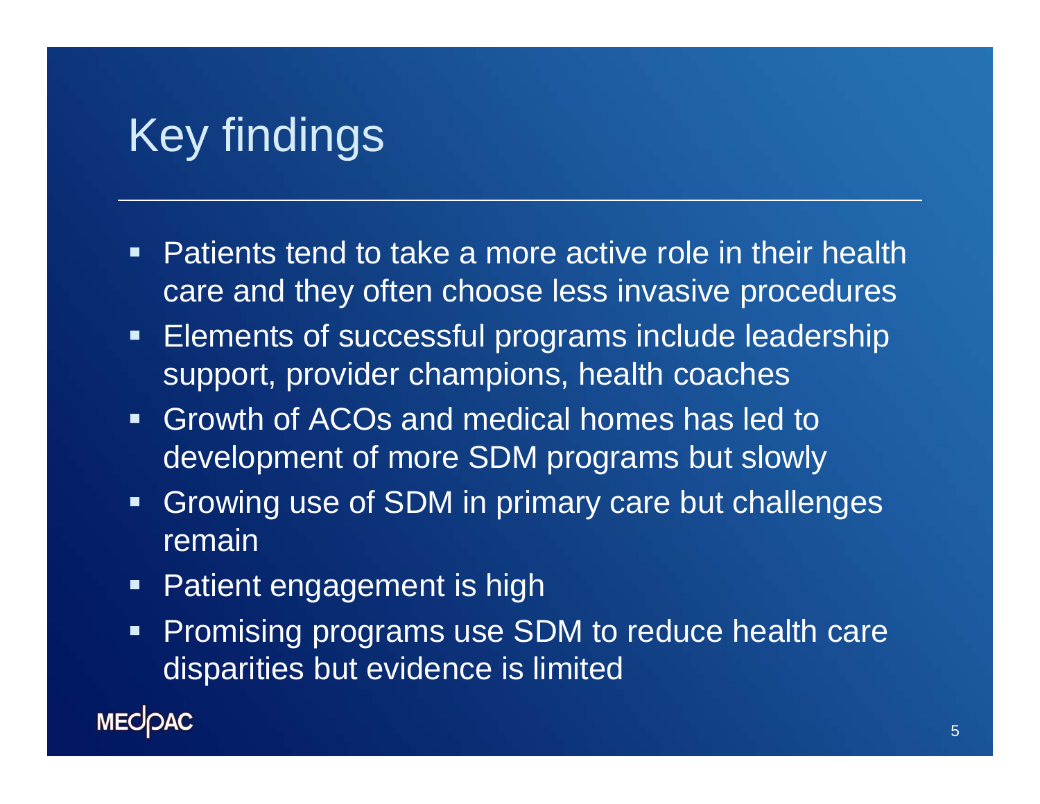# Key findings

- Patients tend to take a more active role in their health care and they often choose less invasive procedures
- Elements of successful programs include leadership support, provider champions, health coaches
- Growth of ACOs and medical homes has led to development of more SDM programs but slowly
- Growing use of SDM in primary care but challenges remain
- Patient engagement is high
- Promising programs use SDM to reduce health care disparities but evidence is limited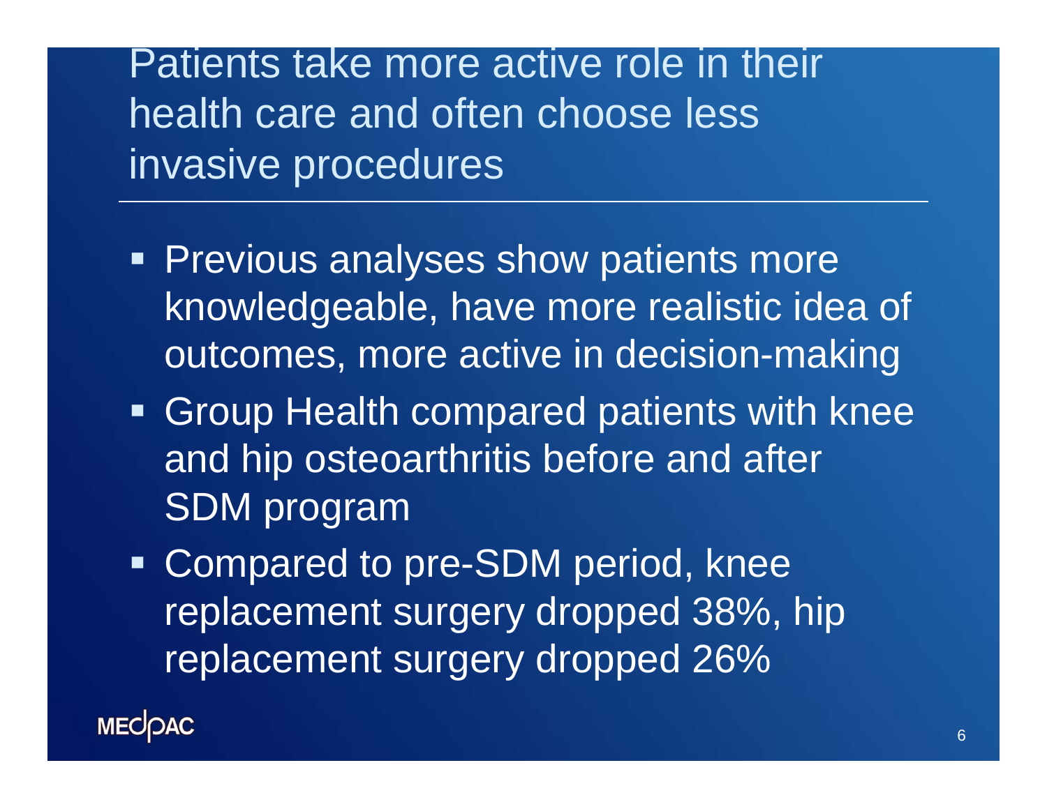# Patients take more active role in their health care and often choose less invasive procedures

- Previous analyses show patients more knowledgeable, have more realistic idea of outcomes, more active in decision-making
- Group Health compared patients with knee and hip osteoarthritis before and after SDM program
- Compared to pre-SDM period, knee replacement surgery dropped 38%, hip replacement surgery dropped 26%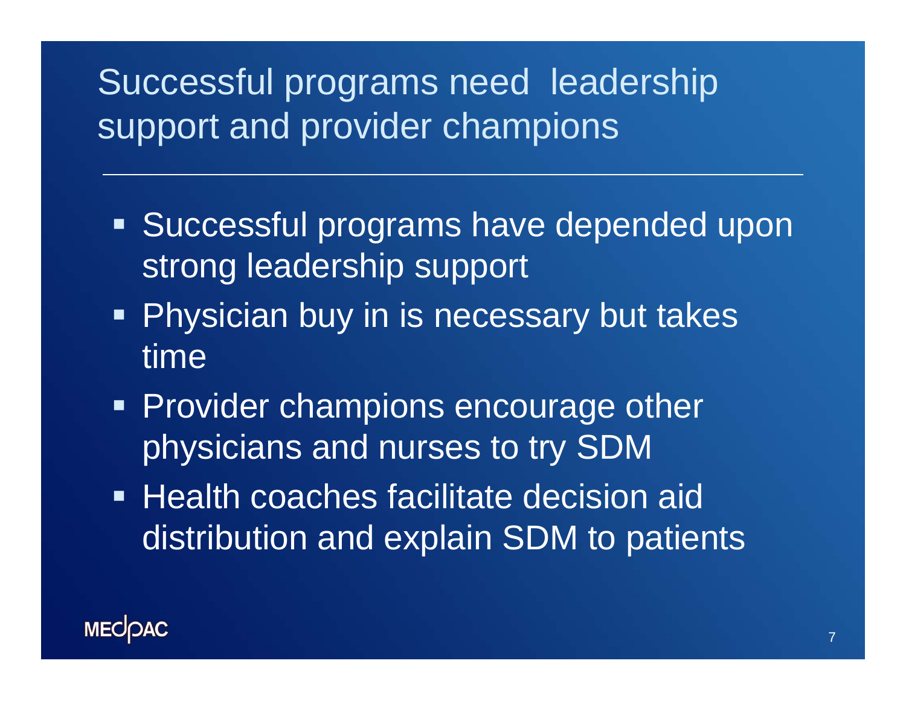# Successful programs need leadership support and provider champions

- Successful programs have depended upon strong leadership support
- Physician buy in is necessary but takes time
- Provider champions encourage other physicians and nurses to try SDM
- Health coaches facilitate decision aid distribution and explain SDM to patients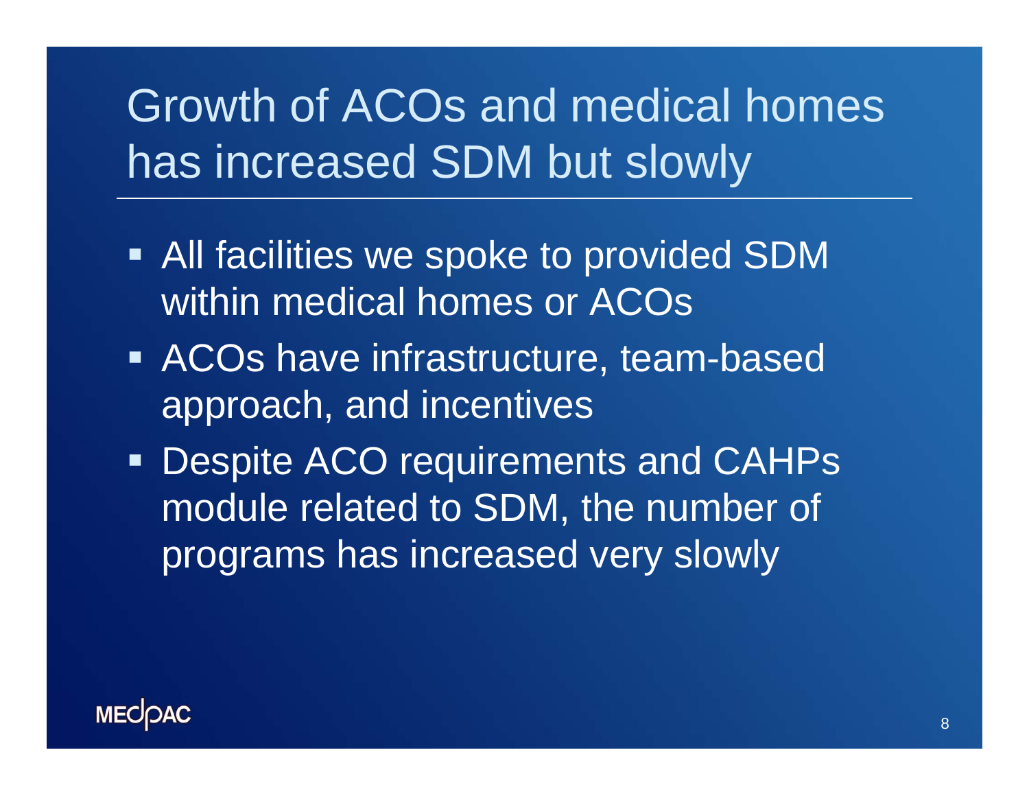# Growth of ACOs and medical homes has increased SDM but slowly

- All facilities we spoke to provided SDM within medical homes or ACOs
- ACOs have infrastructure, team-based approach, and incentives
- Despite ACO requirements and CAHPs module related to SDM, the number of programs has increased very slowly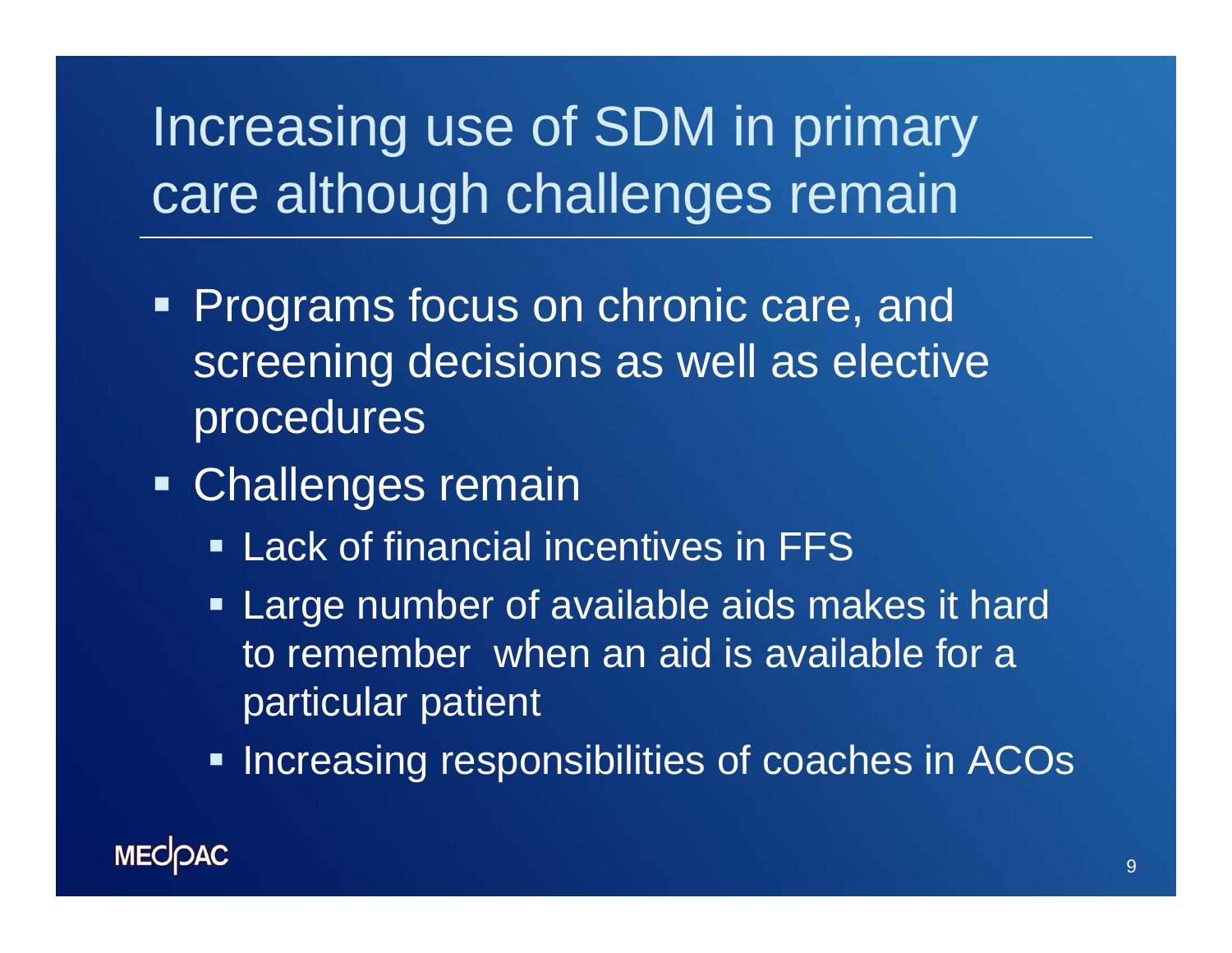# Increasing use of SDM in primary care although challenges remain

- Programs focus on chronic care, and screening decisions as well as elective procedures
- Challenges remain
  - Lack of financial incentives in FFS
  - Large number of available aids makes it hard to remember when an aid is available for a particular patient
  - Increasing responsibilities of coaches in ACOs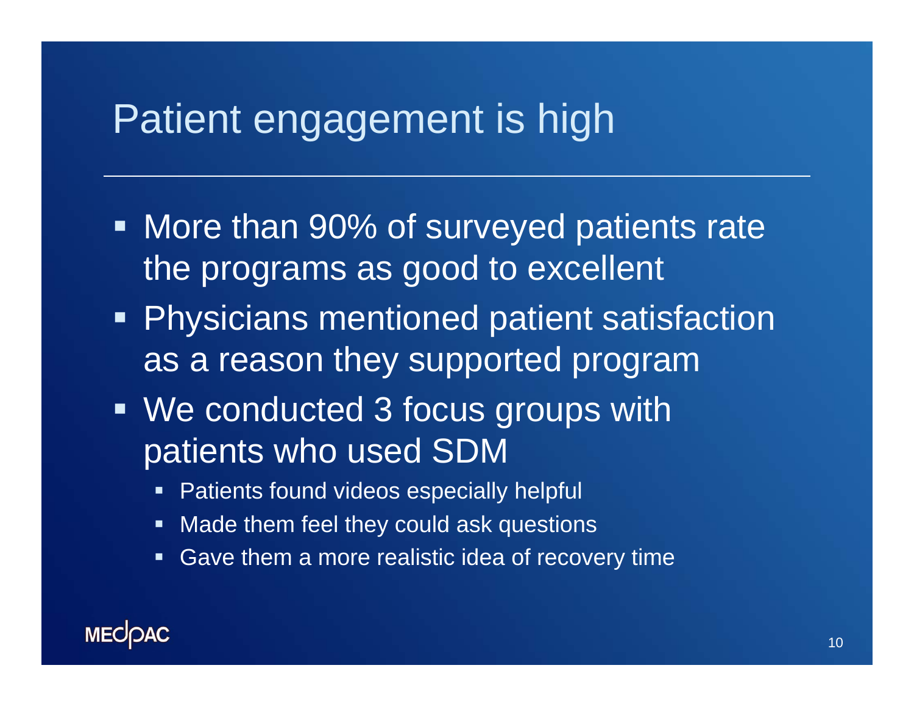# Patient engagement is high

- More than 90% of surveyed patients rate the programs as good to excellent
- Physicians mentioned patient satisfaction as a reason they supported program
- We conducted 3 focus groups with patients who used SDM
  - Patients found videos especially helpful
  - Made them feel they could ask questions
  - Gave them a more realistic idea of recovery time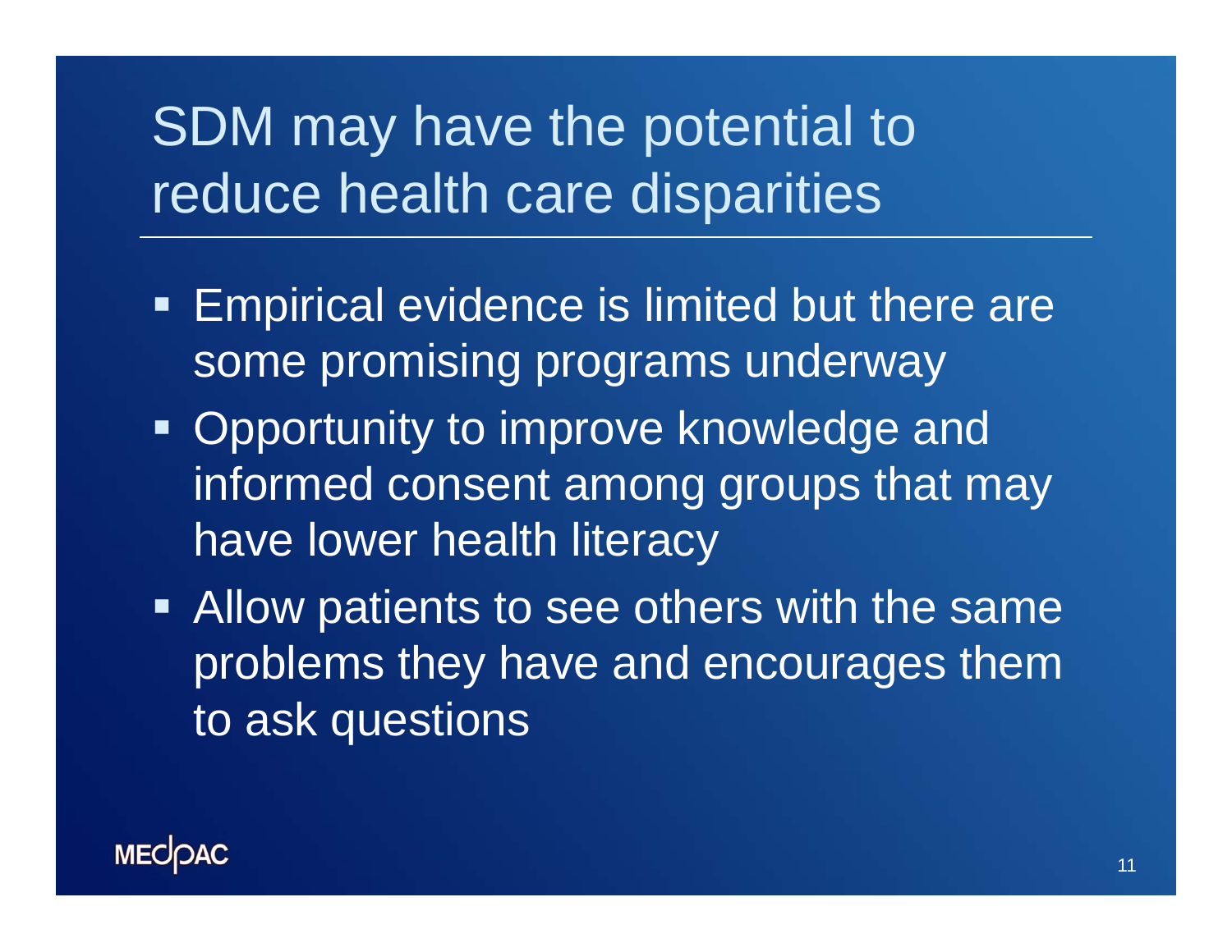# SDM may have the potential to reduce health care disparities

- Empirical evidence is limited but there are some promising programs underway
- Opportunity to improve knowledge and informed consent among groups that may have lower health literacy
- Allow patients to see others with the same problems they have and encourages them to ask questions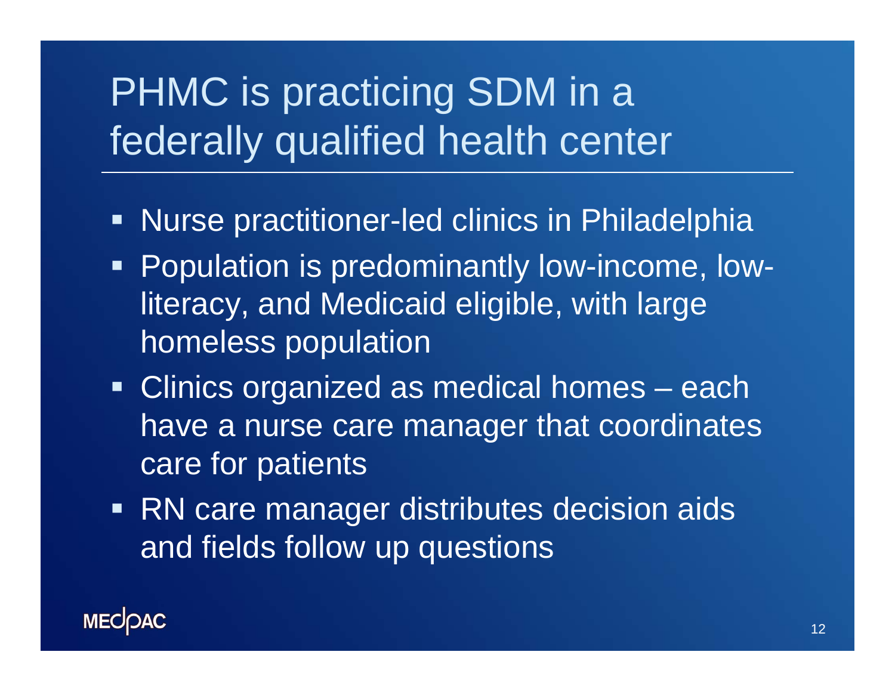# PHMC is practicing SDM in a federally qualified health center

- Nurse practitioner-led clinics in Philadelphia
- Population is predominantly low-income, low-literacy, and Medicaid eligible, with large homeless population
- Clinics organized as medical homes – each have a nurse care manager that coordinates care for patients
- RN care manager distributes decision aids and fields follow up questions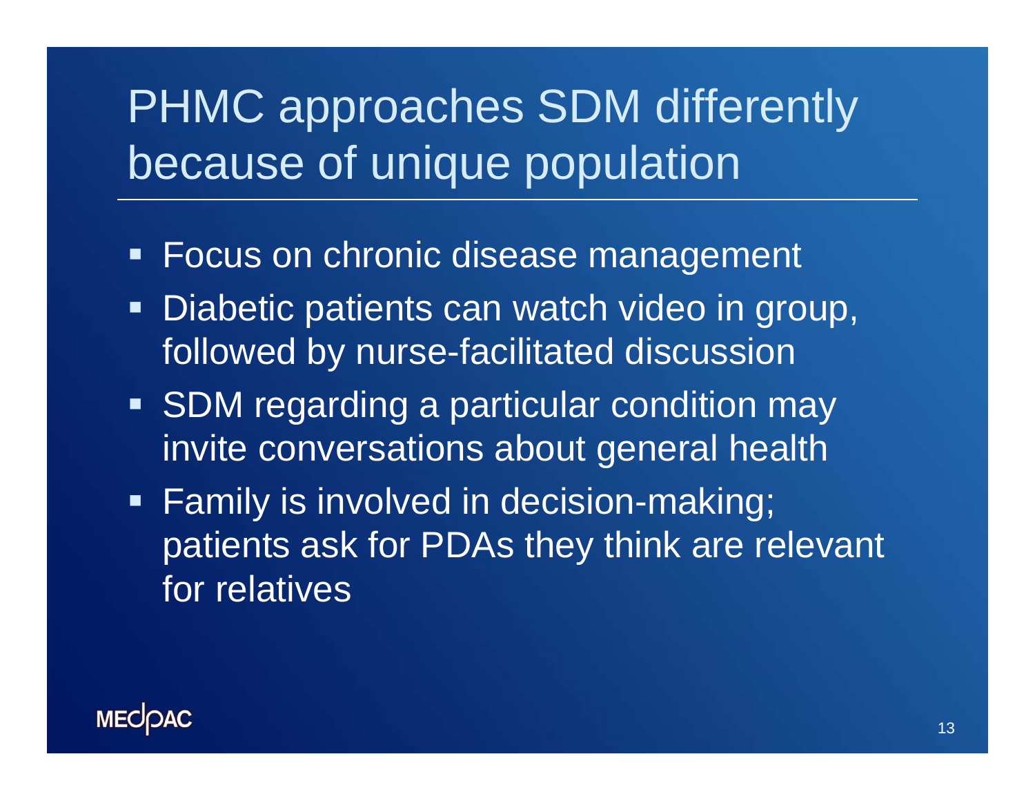# PHMC approaches SDM differently because of unique population

- Focus on chronic disease management
- Diabetic patients can watch video in group, followed by nurse-facilitated discussion
- SDM regarding a particular condition may invite conversations about general health
- Family is involved in decision-making; patients ask for PDAs they think are relevant for relatives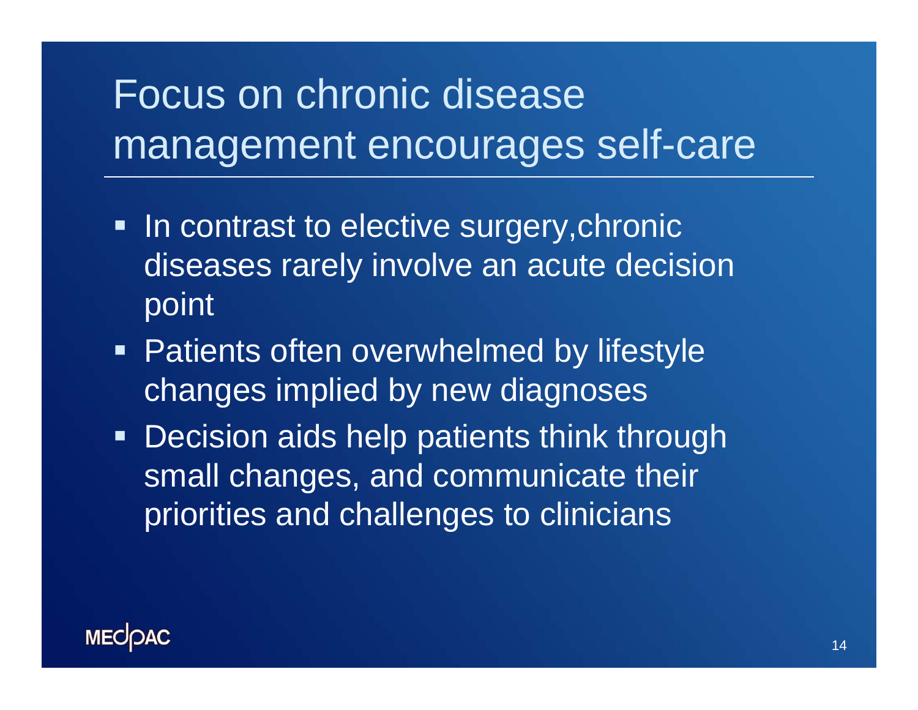# Focus on chronic disease management encourages self-care

- In contrast to elective surgery,chronic diseases rarely involve an acute decision point
- Patients often overwhelmed by lifestyle changes implied by new diagnoses
- Decision aids help patients think through small changes, and communicate their priorities and challenges to clinicians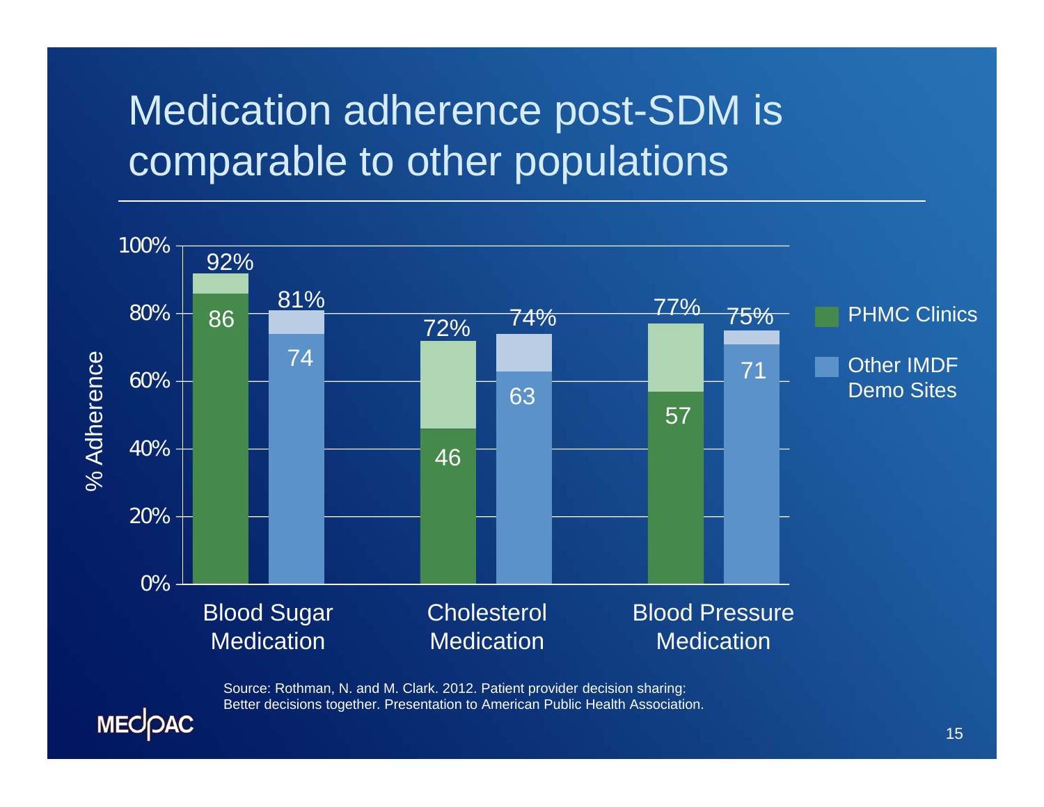# Medication adherence post-SDM is comparable to other populations

| Medication | PHMC Clinics | | Other IMDF Demo Sites | |
|---|---|---|---|---|
| | Base | Total | Base | Total |
| Blood Sugar Medication | 86 | 92% | 74 | 81% |
| Cholesterol Medication | 46 | 72% | 63 | 74% |
| Blood Pressure Medication | 57 | 77% | 71 | 75% |

% Adherence

Source: Rothman, N. and M. Clark. 2012. Patient provider decision sharing: Better decisions together. Presentation to American Public Health Association.

MEDPAC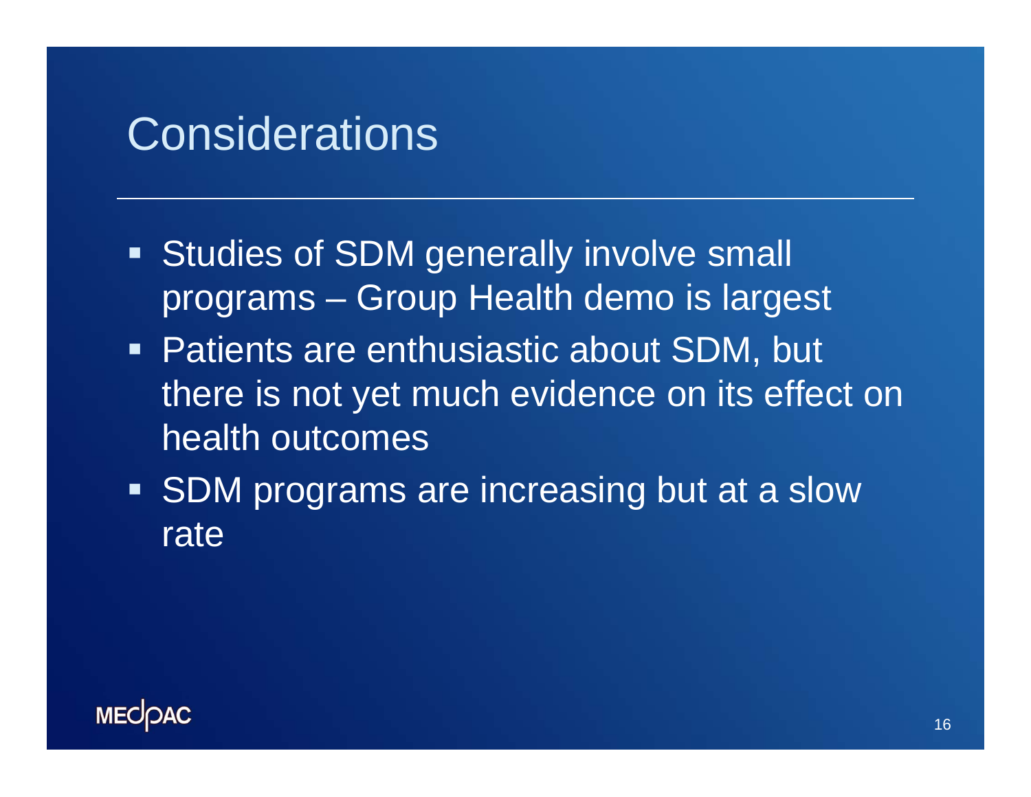# Considerations

- Studies of SDM generally involve small programs – Group Health demo is largest
- Patients are enthusiastic about SDM, but there is not yet much evidence on its effect on health outcomes
- SDM programs are increasing but at a slow rate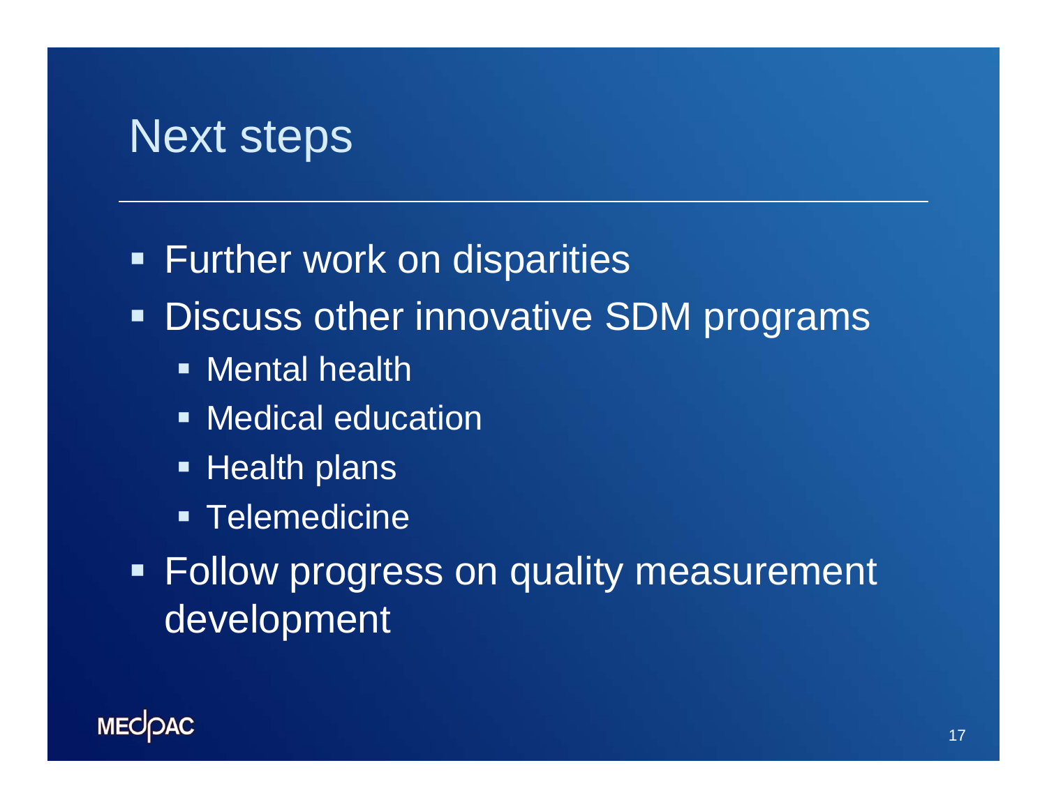# Next steps

- Further work on disparities
- Discuss other innovative SDM programs
  - Mental health
  - Medical education
  - Health plans
  - Telemedicine
- Follow progress on quality measurement development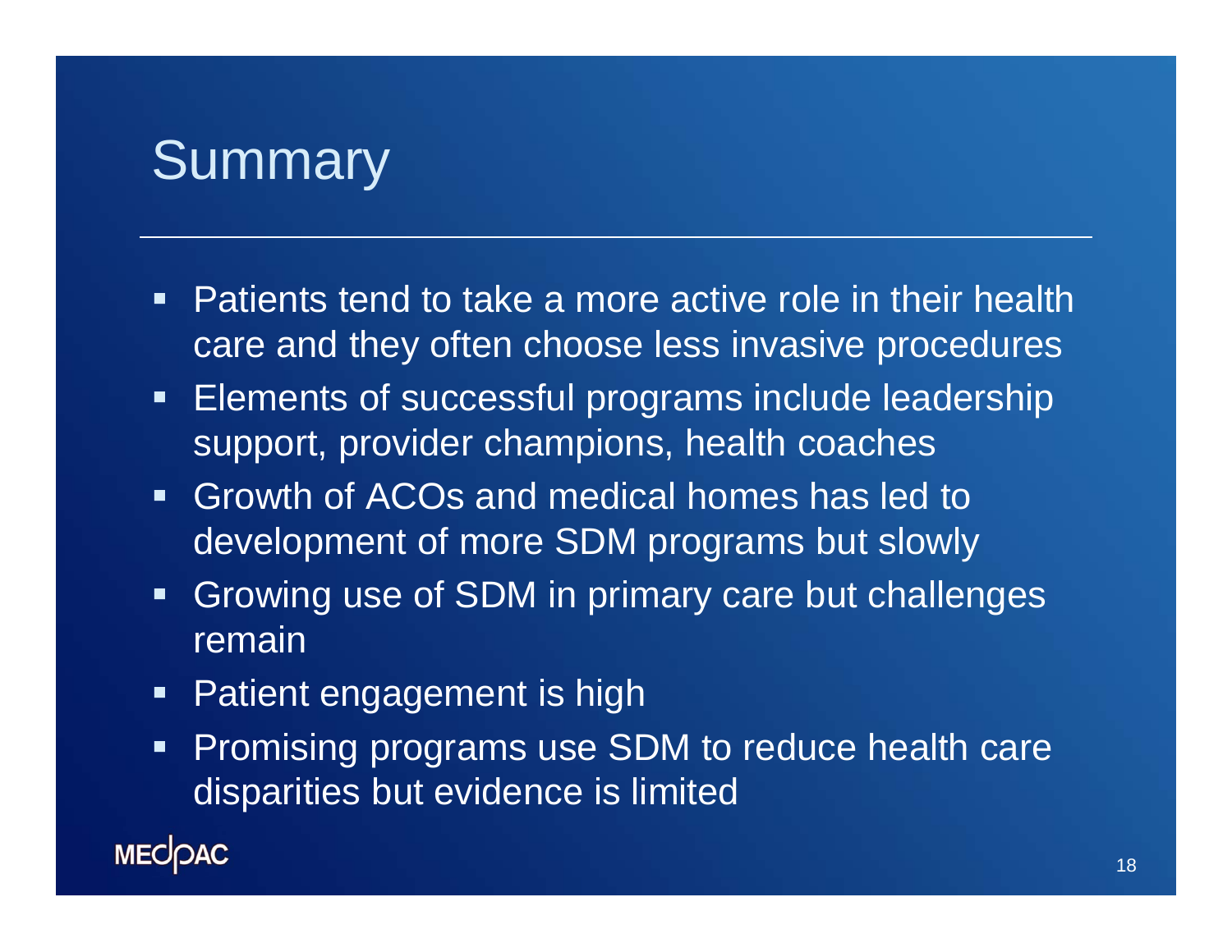# Summary

- Patients tend to take a more active role in their health care and they often choose less invasive procedures
- Elements of successful programs include leadership support, provider champions, health coaches
- Growth of ACOs and medical homes has led to development of more SDM programs but slowly
- Growing use of SDM in primary care but challenges remain
- Patient engagement is high
- Promising programs use SDM to reduce health care disparities but evidence is limited